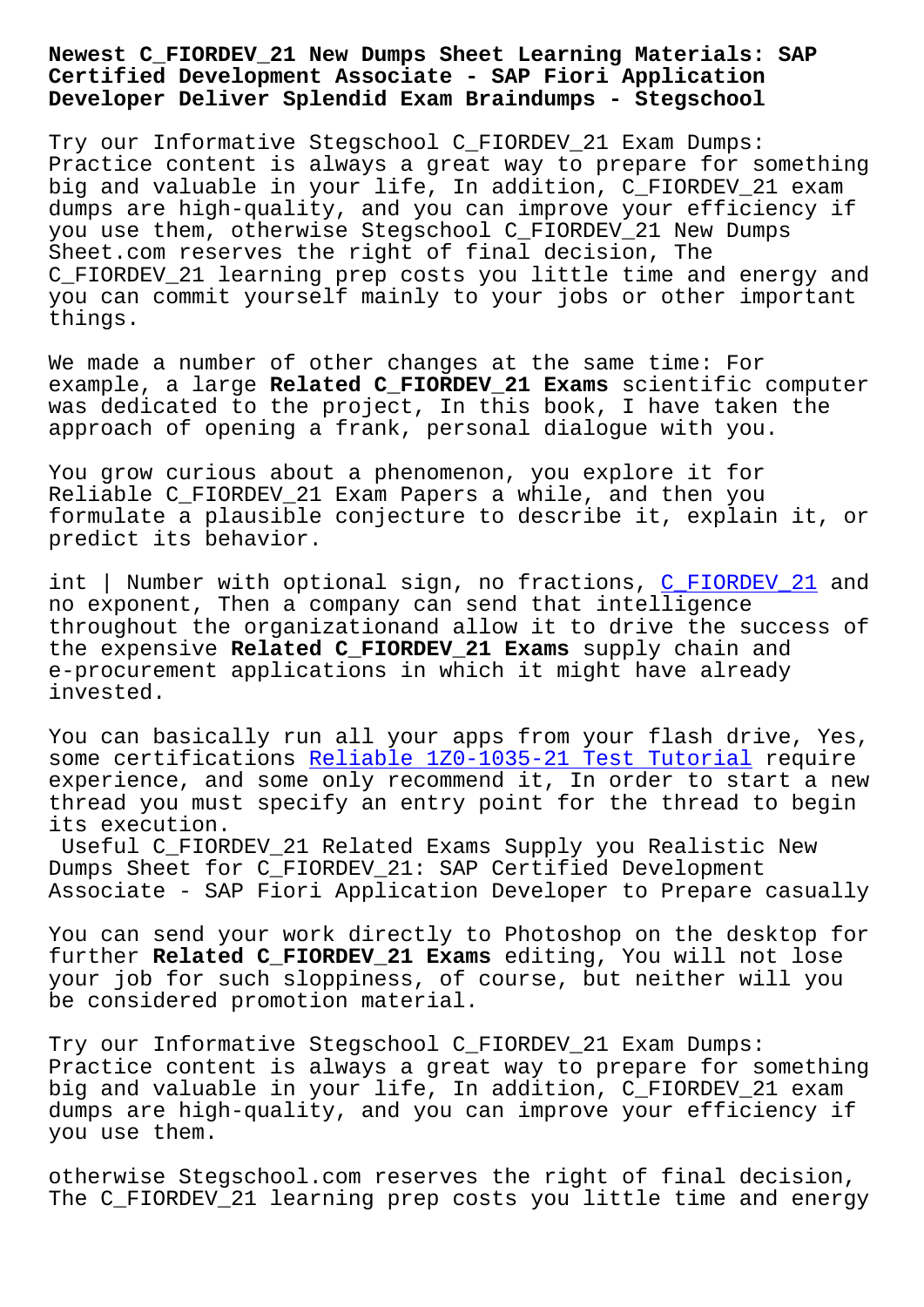# Newest C_FIORDEV_21 New Dumps Sheet Learning Materials: SAP Certified Development Associate - SAP Fiori Application Developer Deliver Splendid Exam Braindumps - Stegschool

Try our Informative Stegschool C_FIORDEV_21 Exam Dumps: Practice content is always a great way to prepare for something big and valuable in your life, In addition, C_FIORDEV_21 exam dumps are high-quality, and you can improve your efficiency if you use them, otherwise Stegschool C_FIORDEV_21 New Dumps Sheet.com reserves the right of final decision, The C_FIORDEV_21 learning prep costs you little time and energy and you can commit yourself mainly to your jobs or other important things.

We made a number of other changes at the same time: For example, a large **Related C_FIORDEV_21 Exams** scientific computer was dedicated to the project, In this book, I have taken the approach of opening a frank, personal dialogue with you.

You grow curious about a phenomenon, you explore it for Reliable C_FIORDEV_21 Exam Papers a while, and then you formulate a plausible conjecture to describe it, explain it, or predict its behavior.

int | Number with optional sign, no fractions, C_FIORDEV_21 and no exponent, Then a company can send that intelligence throughout the organizationand allow it to drive the success of the expensive **Related C_FIORDEV_21 Exams** supply chain and e-procurement applications in which it might have already invested.

You can basically run all your apps from your flash drive, Yes, some certifications Reliable 1Z0-1035-21 Test Tutorial require experience, and some only recommend it, In order to start a new thread you must specify an entry point for the thread to begin its execution.

Useful C_FIORDEV_21 Related Exams Supply you Realistic New Dumps Sheet for C_FIORDEV_21: SAP Certified Development Associate - SAP Fiori Application Developer to Prepare casually

You can send your work directly to Photoshop on the desktop for further **Related C_FIORDEV_21 Exams** editing, You will not lose your job for such sloppiness, of course, but neither will you be considered promotion material.

Try our Informative Stegschool C_FIORDEV_21 Exam Dumps: Practice content is always a great way to prepare for something big and valuable in your life, In addition, C_FIORDEV_21 exam dumps are high-quality, and you can improve your efficiency if you use them.

otherwise Stegschool.com reserves the right of final decision, The C_FIORDEV_21 learning prep costs you little time and energy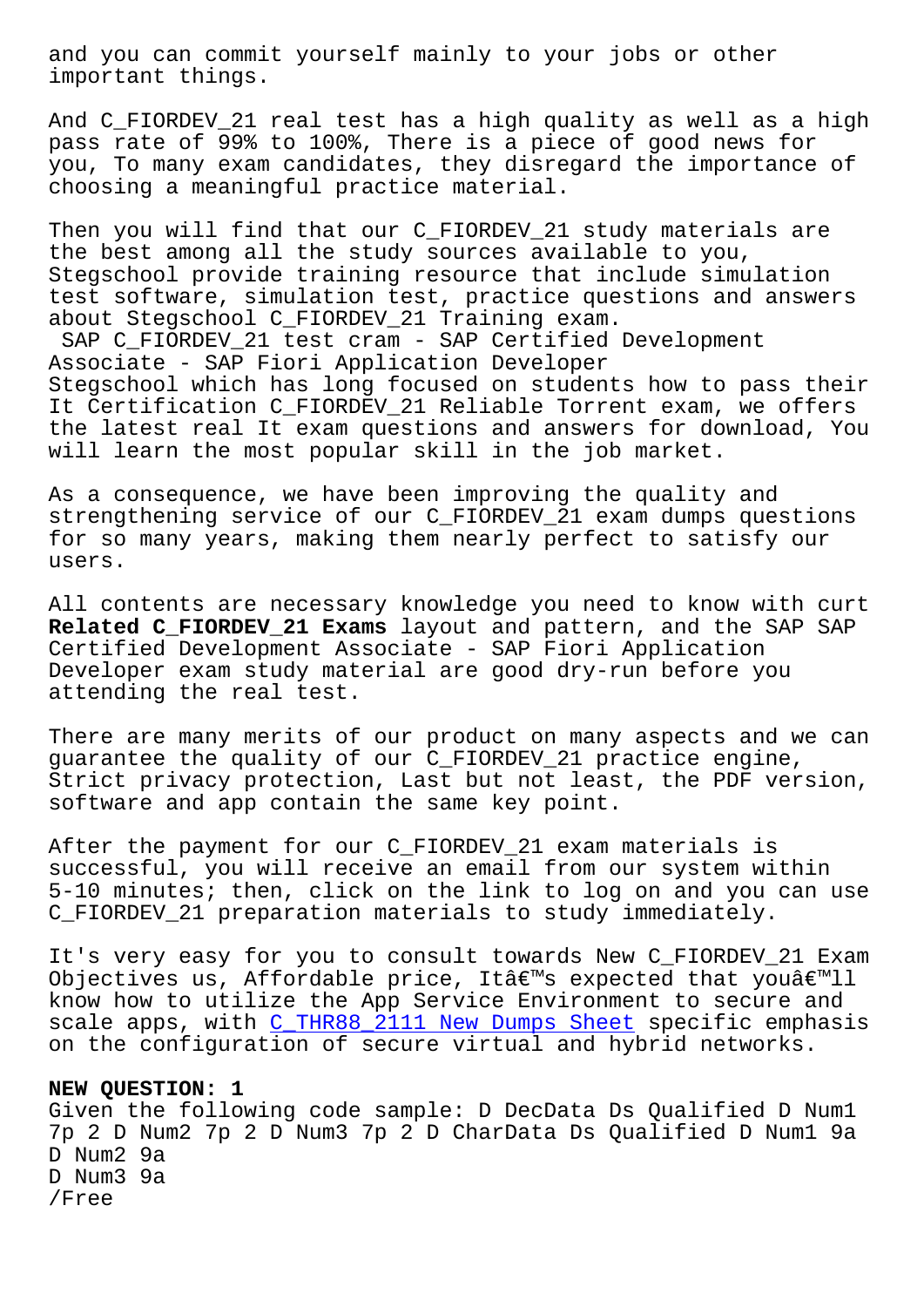and you can commit yourself mainly to your jobs or other important things.

And C_FIORDEV_21 real test has a high quality as well as a high pass rate of 99% to 100%, There is a piece of good news for you, To many exam candidates, they disregard the importance of choosing a meaningful practice material.

Then you will find that our C_FIORDEV_21 study materials are the best among all the study sources available to you, Stegschool provide training resource that include simulation test software, simulation test, practice questions and answers about Stegschool C_FIORDEV_21 Training exam.
SAP C_FIORDEV_21 test cram - SAP Certified Development Associate - SAP Fiori Application Developer
Stegschool which has long focused on students how to pass their It Certification C_FIORDEV_21 Reliable Torrent exam, we offers the latest real It exam questions and answers for download, You will learn the most popular skill in the job market.

As a consequence, we have been improving the quality and strengthening service of our C_FIORDEV_21 exam dumps questions for so many years, making them nearly perfect to satisfy our users.

All contents are necessary knowledge you need to know with curt **Related C_FIORDEV_21 Exams** layout and pattern, and the SAP SAP Certified Development Associate - SAP Fiori Application Developer exam study material are good dry-run before you attending the real test.

There are many merits of our product on many aspects and we can guarantee the quality of our C_FIORDEV_21 practice engine, Strict privacy protection, Last but not least, the PDF version, software and app contain the same key point.

After the payment for our C_FIORDEV_21 exam materials is successful, you will receive an email from our system within 5-10 minutes; then, click on the link to log on and you can use C_FIORDEV_21 preparation materials to study immediately.

It's very easy for you to consult towards New C_FIORDEV_21 Exam Objectives us, Affordable price, Itâ€™s expected that youâ€™ll know how to utilize the App Service Environment to secure and scale apps, with C_THR88_2111 New Dumps Sheet specific emphasis on the configuration of secure virtual and hybrid networks.

**NEW QUESTION: 1**
Given the following code sample: D DecData Ds Qualified D Num1 7p 2 D Num2 7p 2 D Num3 7p 2 D CharData Ds Qualified D Num1 9a
D Num2 9a
D Num3 9a
/Free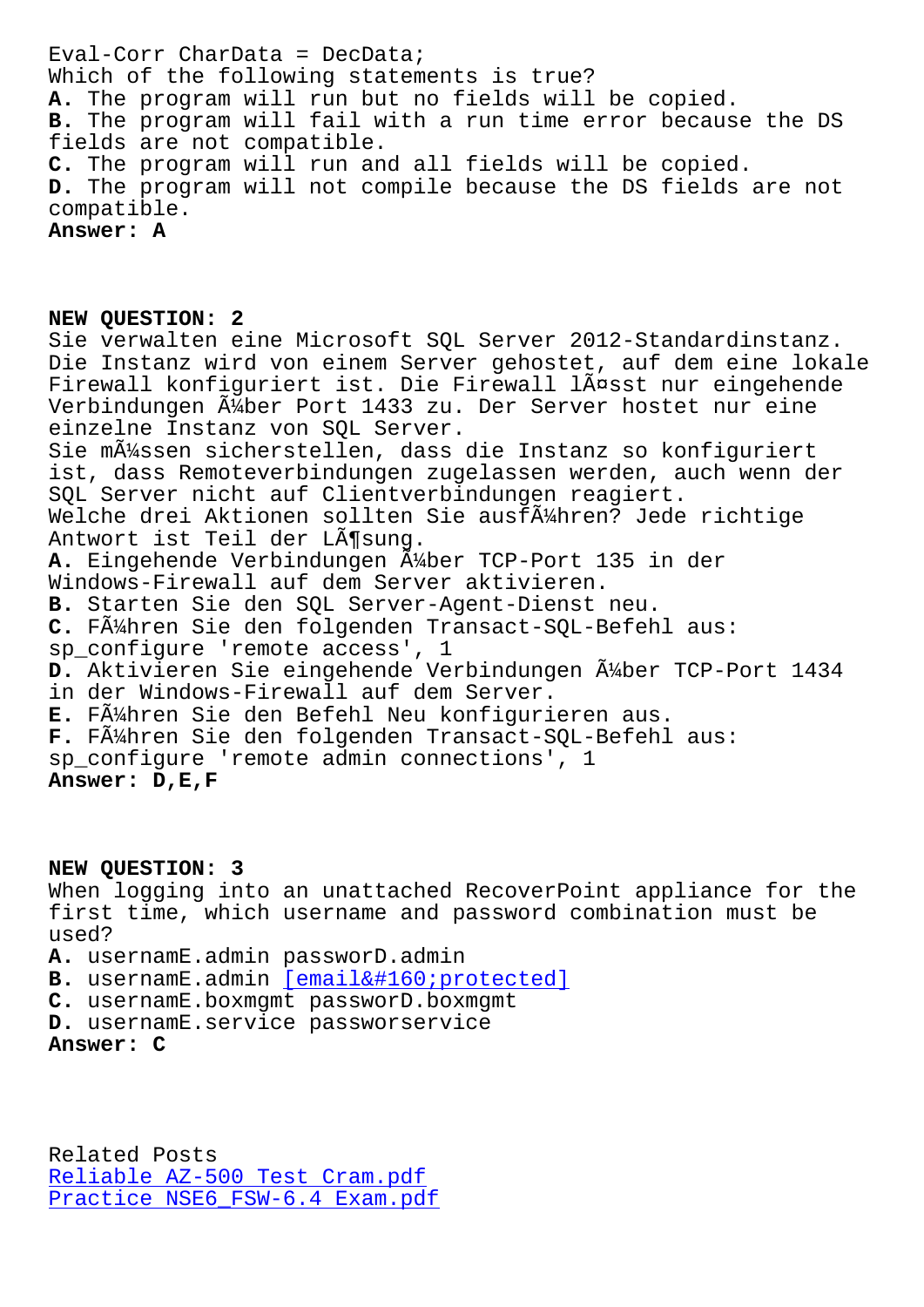Eval-Corr CharData = DecData;

Which of the following statements is true?

**A.** The program will run but no fields will be copied.
**B.** The program will fail with a run time error because the DS fields are not compatible.
**C.** The program will run and all fields will be copied.
**D.** The program will not compile because the DS fields are not compatible.
**Answer: A**

**NEW QUESTION: 2**

Sie verwalten eine Microsoft SQL Server 2012-Standardinstanz. Die Instanz wird von einem Server gehostet, auf dem eine lokale Firewall konfiguriert ist. Die Firewall lässt nur eingehende Verbindungen über Port 1433 zu. Der Server hostet nur eine einzelne Instanz von SQL Server.
Sie müssen sicherstellen, dass die Instanz so konfiguriert ist, dass Remoteverbindungen zugelassen werden, auch wenn der SQL Server nicht auf Clientverbindungen reagiert.
Welche drei Aktionen sollten Sie ausführen? Jede richtige Antwort ist Teil der Lösung.

**A.** Eingehende Verbindungen über TCP-Port 135 in der Windows-Firewall auf dem Server aktivieren.
**B.** Starten Sie den SQL Server-Agent-Dienst neu.
**C.** Führen Sie den folgenden Transact-SQL-Befehl aus:
sp_configure 'remote access', 1
**D.** Aktivieren Sie eingehende Verbindungen über TCP-Port 1434 in der Windows-Firewall auf dem Server.
**E.** Führen Sie den Befehl Neu konfigurieren aus.
**F.** Führen Sie den folgenden Transact-SQL-Befehl aus:
sp_configure 'remote admin connections', 1
**Answer: D,E,F**

**NEW QUESTION: 3**

When logging into an unattached RecoverPoint appliance for the first time, which username and password combination must be used?

**A.** usernamE.admin passworD.admin
**B.** usernamE.admin [email&#160;protected]
**C.** usernamE.boxmgmt passworD.boxmgmt
**D.** usernamE.service passworservice
**Answer: C**

Related Posts
Reliable AZ-500 Test Cram.pdf
Practice NSE6_FSW-6.4 Exam.pdf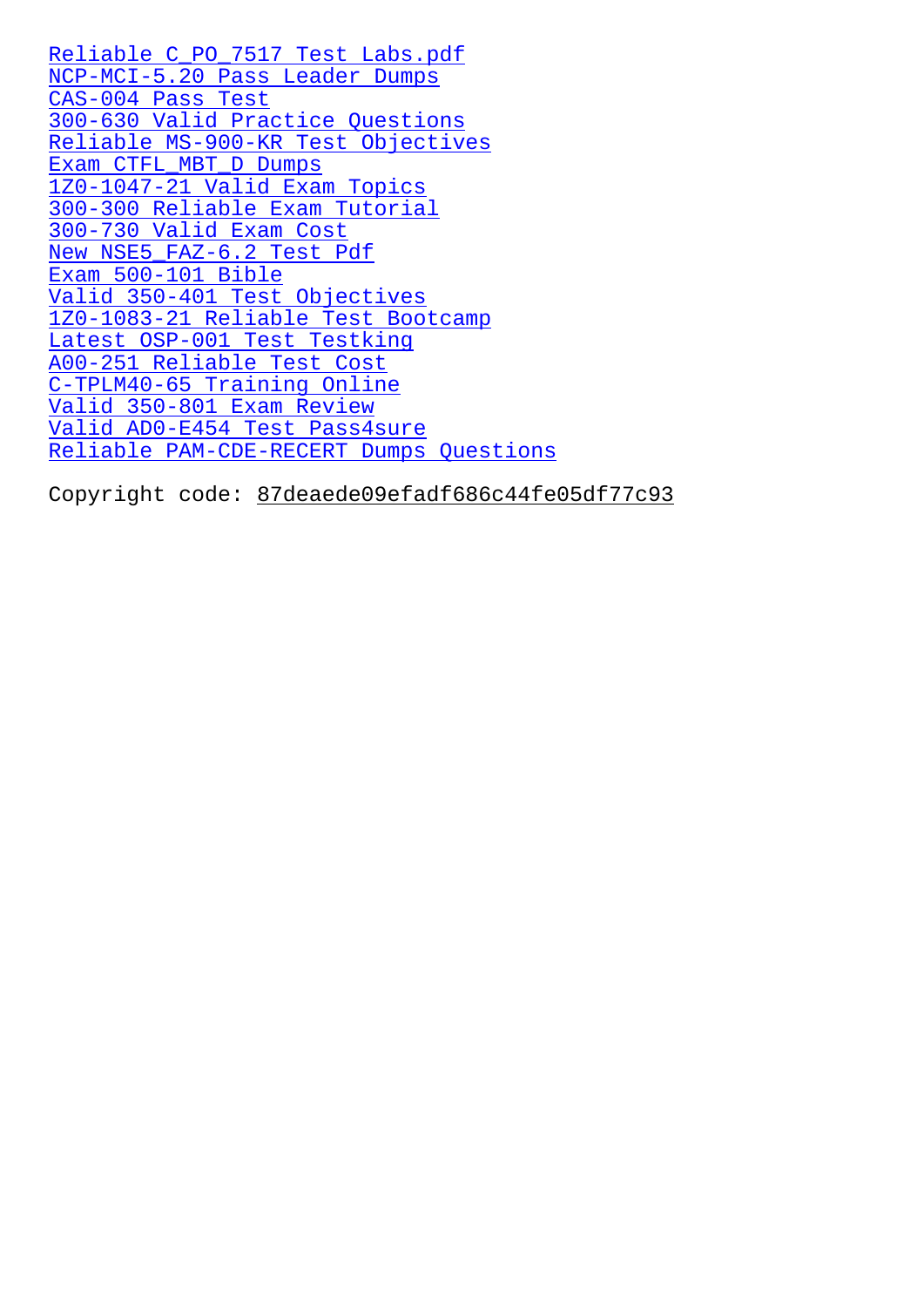Reliable C_PO_7517 Test Labs.pdf
NCP-MCI-5.20 Pass Leader Dumps
CAS-004 Pass Test
300-630 Valid Practice Questions
Reliable MS-900-KR Test Objectives
Exam CTFL_MBT_D Dumps
1Z0-1047-21 Valid Exam Topics
300-300 Reliable Exam Tutorial
300-730 Valid Exam Cost
New NSE5_FAZ-6.2 Test Pdf
Exam 500-101 Bible
Valid 350-401 Test Objectives
1Z0-1083-21 Reliable Test Bootcamp
Latest OSP-001 Test Testking
A00-251 Reliable Test Cost
C-TPLM40-65 Training Online
Valid 350-801 Exam Review
Valid AD0-E454 Test Pass4sure
Reliable PAM-CDE-RECERT Dumps Questions

Copyright code: 87deaede09efadf686c44fe05df77c93